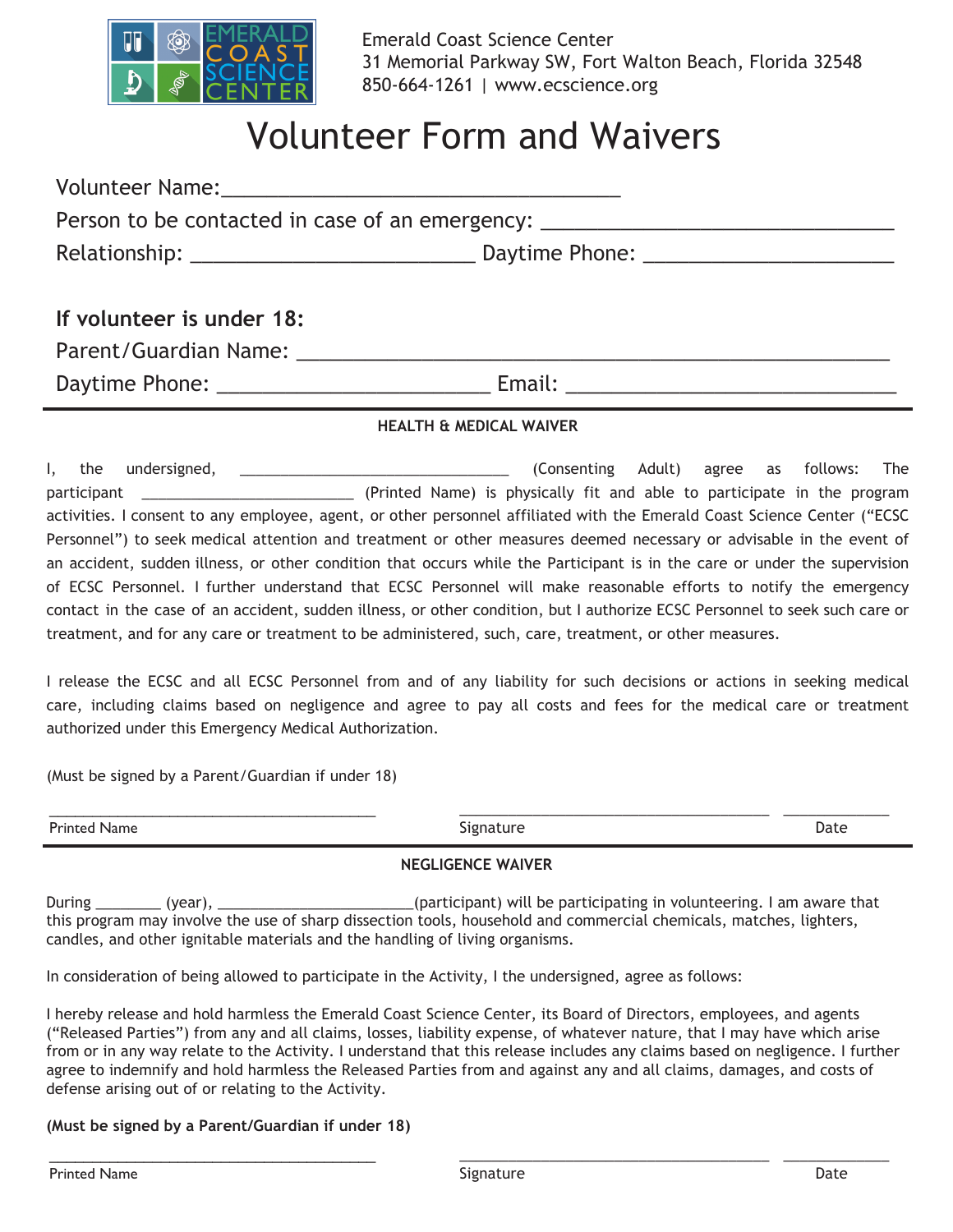Emerald Coast Science Center
31 Memorial Parkway SW, Fort Walton Beach, Florida 32548
850-664-1261 | www.ecscience.org

# Volunteer Form and Waivers

Volunteer Name:___________________________________

Person to be contacted in case of an emergency: ______________________________

Relationship: _________________________ Daytime Phone: ______________________

**If volunteer is under 18:**

Parent/Guardian Name: ____________________________________________________

Daytime Phone: ________________________ Email: _____________________________

---

**HEALTH & MEDICAL WAIVER**

I, the undersigned, ________________________________ (Consenting Adult) agree as follows: The participant _________________________ (Printed Name) is physically fit and able to participate in the program activities. I consent to any employee, agent, or other personnel affiliated with the Emerald Coast Science Center ("ECSC Personnel") to seek medical attention and treatment or other measures deemed necessary or advisable in the event of an accident, sudden illness, or other condition that occurs while the Participant is in the care or under the supervision of ECSC Personnel. I further understand that ECSC Personnel will make reasonable efforts to notify the emergency contact in the case of an accident, sudden illness, or other condition, but I authorize ECSC Personnel to seek such care or treatment, and for any care or treatment to be administered, such, care, treatment, or other measures.

I release the ECSC and all ECSC Personnel from and of any liability for such decisions or actions in seeking medical care, including claims based on negligence and agree to pay all costs and fees for the medical care or treatment authorized under this Emergency Medical Authorization.

(Must be signed by a Parent/Guardian if under 18)

________________________________________ ____________________________________ ____________

Printed Name Signature Date

---

**NEGLIGENCE WAIVER**

During ________ (year), _______________________(participant) will be participating in volunteering. I am aware that this program may involve the use of sharp dissection tools, household and commercial chemicals, matches, lighters, candles, and other ignitable materials and the handling of living organisms.

In consideration of being allowed to participate in the Activity, I the undersigned, agree as follows:

I hereby release and hold harmless the Emerald Coast Science Center, its Board of Directors, employees, and agents ("Released Parties") from any and all claims, losses, liability expense, of whatever nature, that I may have which arise from or in any way relate to the Activity. I understand that this release includes any claims based on negligence. I further agree to indemnify and hold harmless the Released Parties from and against any and all claims, damages, and costs of defense arising out of or relating to the Activity.

**(Must be signed by a Parent/Guardian if under 18)**

________________________________________ ____________________________________ ____________

Printed Name Signature Date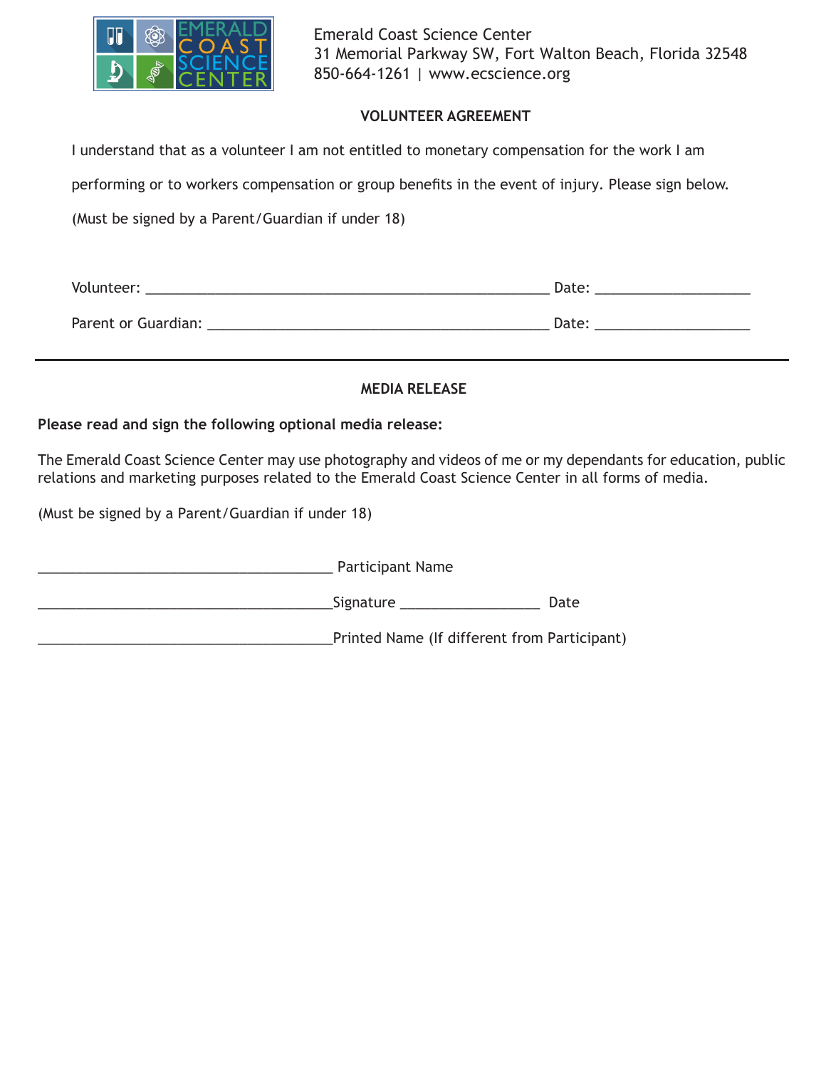Emerald Coast Science Center
31 Memorial Parkway SW, Fort Walton Beach, Florida 32548
850-664-1261 | www.ecscience.org

**VOLUNTEER AGREEMENT**

I understand that as a volunteer I am not entitled to monetary compensation for the work I am performing or to workers compensation or group benefits in the event of injury. Please sign below.

(Must be signed by a Parent/Guardian if under 18)

Volunteer: ______________________________________________________ Date: ____________________

Parent or Guardian: _____________________________________________ Date: ____________________

---

**MEDIA RELEASE**

**Please read and sign the following optional media release:**

The Emerald Coast Science Center may use photography and videos of me or my dependants for education, public relations and marketing purposes related to the Emerald Coast Science Center in all forms of media.

(Must be signed by a Parent/Guardian if under 18)

_______________________________________ Participant Name

_______________________________________Signature __________________ Date

_______________________________________Printed Name (If different from Participant)